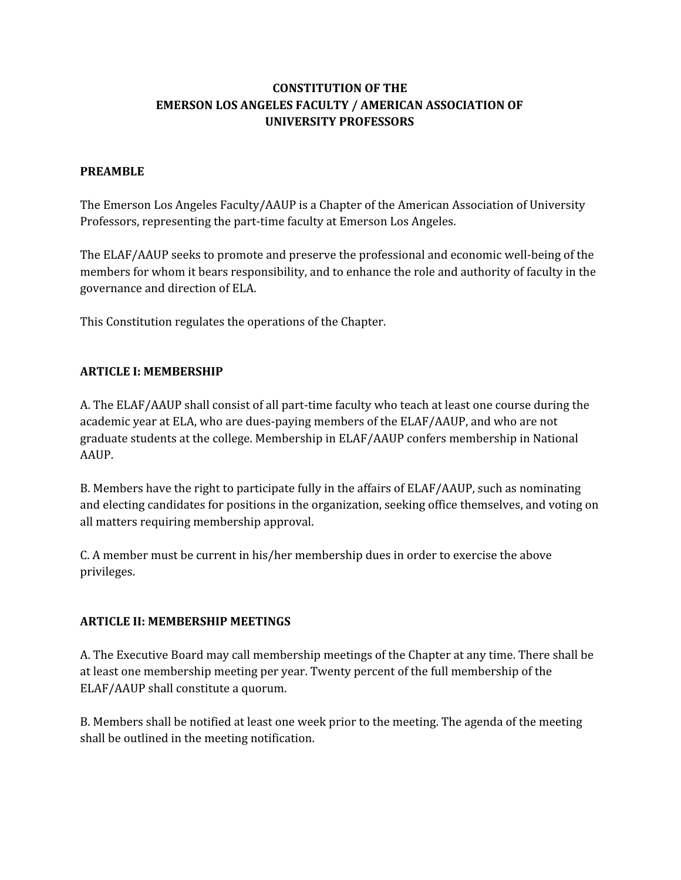# CONSTITUTION OF THE EMERSON LOS ANGELES FACULTY / AMERICAN ASSOCIATION OF UNIVERSITY PROFESSORS

## PREAMBLE

The Emerson Los Angeles Faculty/AAUP is a Chapter of the American Association of University Professors, representing the part-time faculty at Emerson Los Angeles.

The ELAF/AAUP seeks to promote and preserve the professional and economic well-being of the members for whom it bears responsibility, and to enhance the role and authority of faculty in the governance and direction of ELA.

This Constitution regulates the operations of the Chapter.

## ARTICLE I: MEMBERSHIP

A. The ELAF/AAUP shall consist of all part-time faculty who teach at least one course during the academic year at ELA, who are dues-paying members of the ELAF/AAUP, and who are not graduate students at the college. Membership in ELAF/AAUP confers membership in National AAUP.

B. Members have the right to participate fully in the affairs of ELAF/AAUP, such as nominating and electing candidates for positions in the organization, seeking office themselves, and voting on all matters requiring membership approval.

C. A member must be current in his/her membership dues in order to exercise the above privileges.

## ARTICLE II: MEMBERSHIP MEETINGS

A. The Executive Board may call membership meetings of the Chapter at any time. There shall be at least one membership meeting per year. Twenty percent of the full membership of the ELAF/AAUP shall constitute a quorum.

B. Members shall be notified at least one week prior to the meeting. The agenda of the meeting shall be outlined in the meeting notification.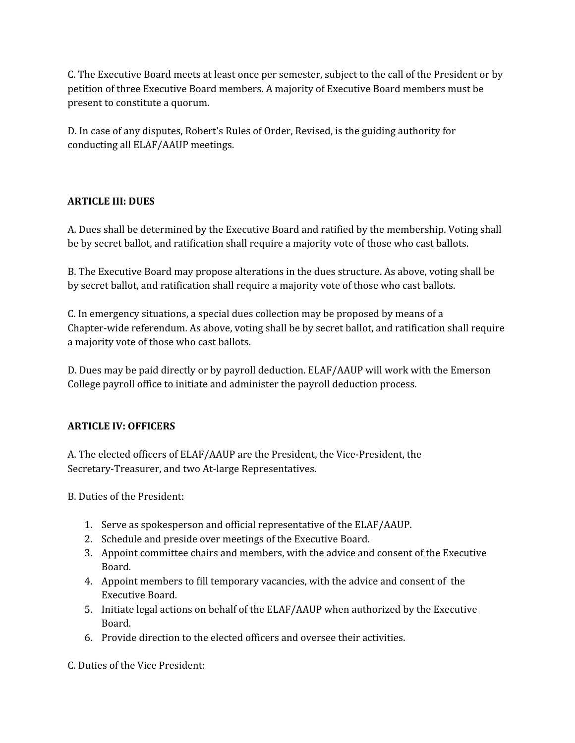C. The Executive Board meets at least once per semester, subject to the call of the President or by petition of three Executive Board members. A majority of Executive Board members must be present to constitute a quorum.

D. In case of any disputes, Robert's Rules of Order, Revised, is the guiding authority for conducting all ELAF/AAUP meetings.

## ARTICLE III: DUES

A. Dues shall be determined by the Executive Board and ratified by the membership. Voting shall be by secret ballot, and ratification shall require a majority vote of those who cast ballots.

B. The Executive Board may propose alterations in the dues structure. As above, voting shall be by secret ballot, and ratification shall require a majority vote of those who cast ballots.

C. In emergency situations, a special dues collection may be proposed by means of a Chapter-wide referendum. As above, voting shall be by secret ballot, and ratification shall require a majority vote of those who cast ballots.

D. Dues may be paid directly or by payroll deduction. ELAF/AAUP will work with the Emerson College payroll office to initiate and administer the payroll deduction process.

## ARTICLE IV: OFFICERS

A. The elected officers of ELAF/AAUP are the President, the Vice-President, the Secretary-Treasurer, and two At-large Representatives.

B. Duties of the President:

1. Serve as spokesperson and official representative of the ELAF/AAUP.
2. Schedule and preside over meetings of the Executive Board.
3. Appoint committee chairs and members, with the advice and consent of the Executive Board.
4. Appoint members to fill temporary vacancies, with the advice and consent of the Executive Board.
5. Initiate legal actions on behalf of the ELAF/AAUP when authorized by the Executive Board.
6. Provide direction to the elected officers and oversee their activities.

C. Duties of the Vice President: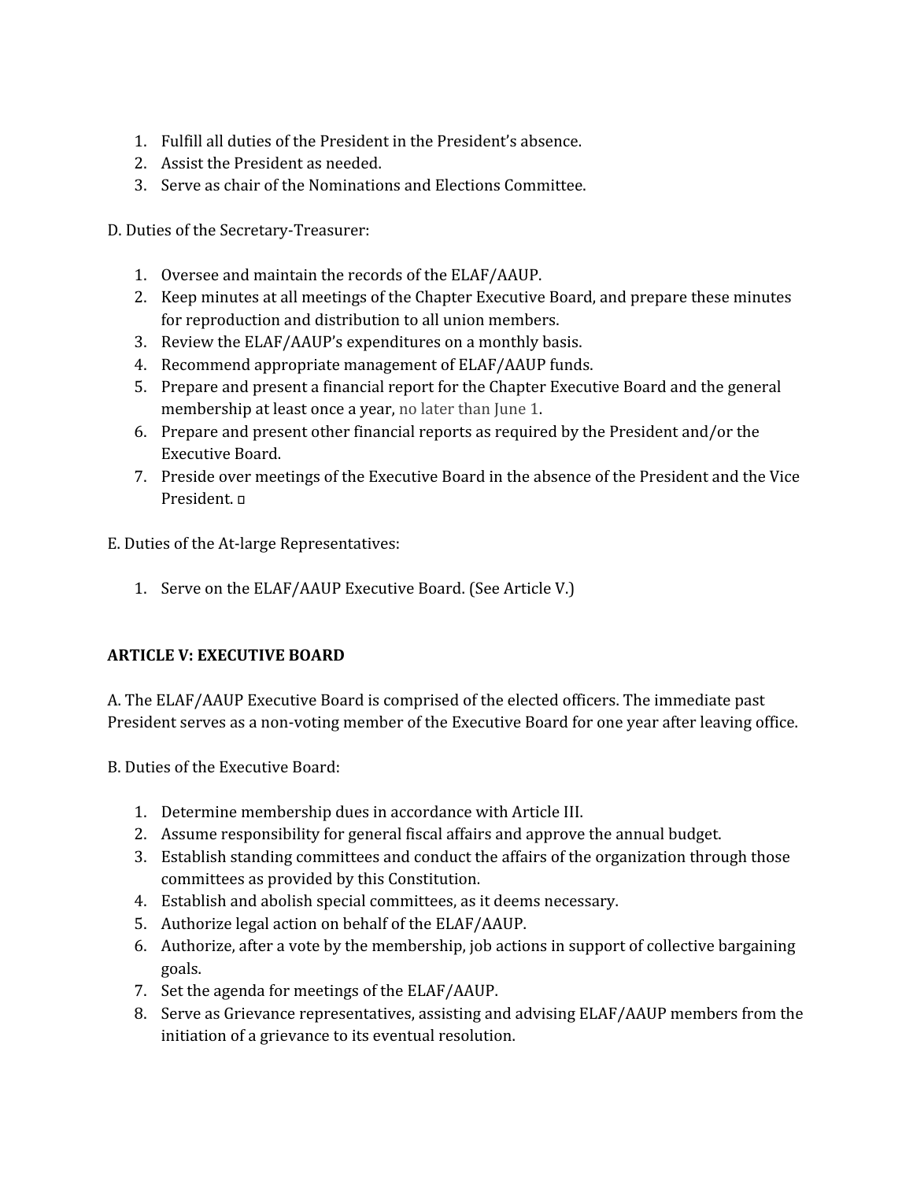1. Fulfill all duties of the President in the President's absence.
2. Assist the President as needed.
3. Serve as chair of the Nominations and Elections Committee.

D. Duties of the Secretary-Treasurer:

1. Oversee and maintain the records of the ELAF/AAUP.
2. Keep minutes at all meetings of the Chapter Executive Board, and prepare these minutes for reproduction and distribution to all union members.
3. Review the ELAF/AAUP's expenditures on a monthly basis.
4. Recommend appropriate management of ELAF/AAUP funds.
5. Prepare and present a financial report for the Chapter Executive Board and the general membership at least once a year, no later than June 1.
6. Prepare and present other financial reports as required by the President and/or the Executive Board.
7. Preside over meetings of the Executive Board in the absence of the President and the Vice President.

E. Duties of the At-large Representatives:

1. Serve on the ELAF/AAUP Executive Board. (See Article V.)

**ARTICLE V: EXECUTIVE BOARD**

A. The ELAF/AAUP Executive Board is comprised of the elected officers. The immediate past President serves as a non-voting member of the Executive Board for one year after leaving office.

B. Duties of the Executive Board:

1. Determine membership dues in accordance with Article III.
2. Assume responsibility for general fiscal affairs and approve the annual budget.
3. Establish standing committees and conduct the affairs of the organization through those committees as provided by this Constitution.
4. Establish and abolish special committees, as it deems necessary.
5. Authorize legal action on behalf of the ELAF/AAUP.
6. Authorize, after a vote by the membership, job actions in support of collective bargaining goals.
7. Set the agenda for meetings of the ELAF/AAUP.
8. Serve as Grievance representatives, assisting and advising ELAF/AAUP members from the initiation of a grievance to its eventual resolution.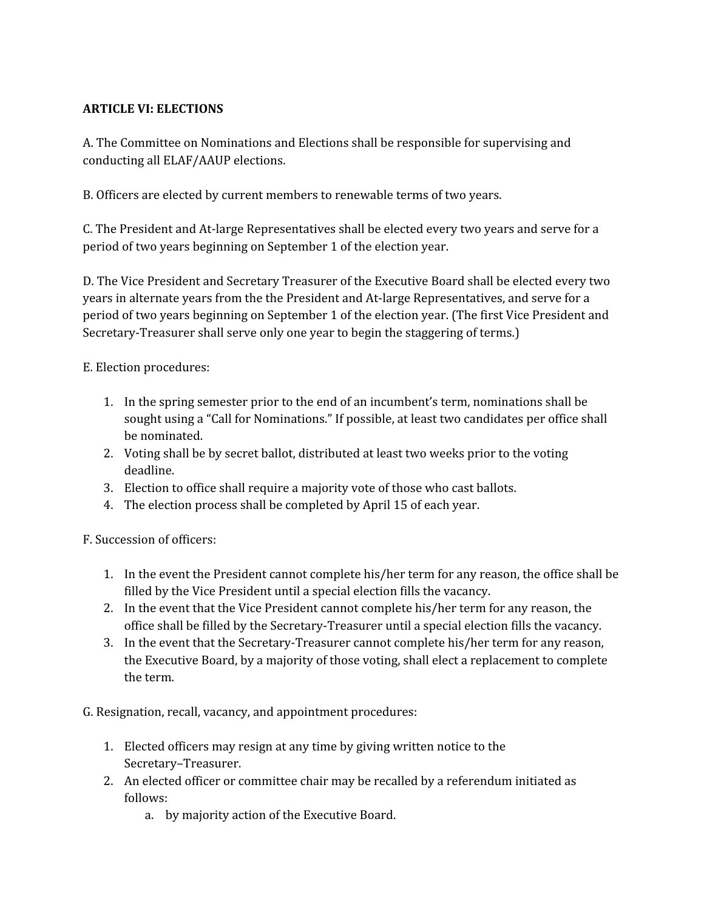**ARTICLE VI: ELECTIONS**

A. The Committee on Nominations and Elections shall be responsible for supervising and conducting all ELAF/AAUP elections.

B. Officers are elected by current members to renewable terms of two years.

C. The President and At-large Representatives shall be elected every two years and serve for a period of two years beginning on September 1 of the election year.

D. The Vice President and Secretary Treasurer of the Executive Board shall be elected every two years in alternate years from the the President and At-large Representatives, and serve for a period of two years beginning on September 1 of the election year. (The first Vice President and Secretary-Treasurer shall serve only one year to begin the staggering of terms.)

E. Election procedures:

1. In the spring semester prior to the end of an incumbent's term, nominations shall be sought using a "Call for Nominations." If possible, at least two candidates per office shall be nominated.
2. Voting shall be by secret ballot, distributed at least two weeks prior to the voting deadline.
3. Election to office shall require a majority vote of those who cast ballots.
4. The election process shall be completed by April 15 of each year.

F. Succession of officers:

1. In the event the President cannot complete his/her term for any reason, the office shall be filled by the Vice President until a special election fills the vacancy.
2. In the event that the Vice President cannot complete his/her term for any reason, the office shall be filled by the Secretary-Treasurer until a special election fills the vacancy.
3. In the event that the Secretary-Treasurer cannot complete his/her term for any reason, the Executive Board, by a majority of those voting, shall elect a replacement to complete the term.

G. Resignation, recall, vacancy, and appointment procedures:

1. Elected officers may resign at any time by giving written notice to the Secretary–Treasurer.
2. An elected officer or committee chair may be recalled by a referendum initiated as follows:
    a. by majority action of the Executive Board.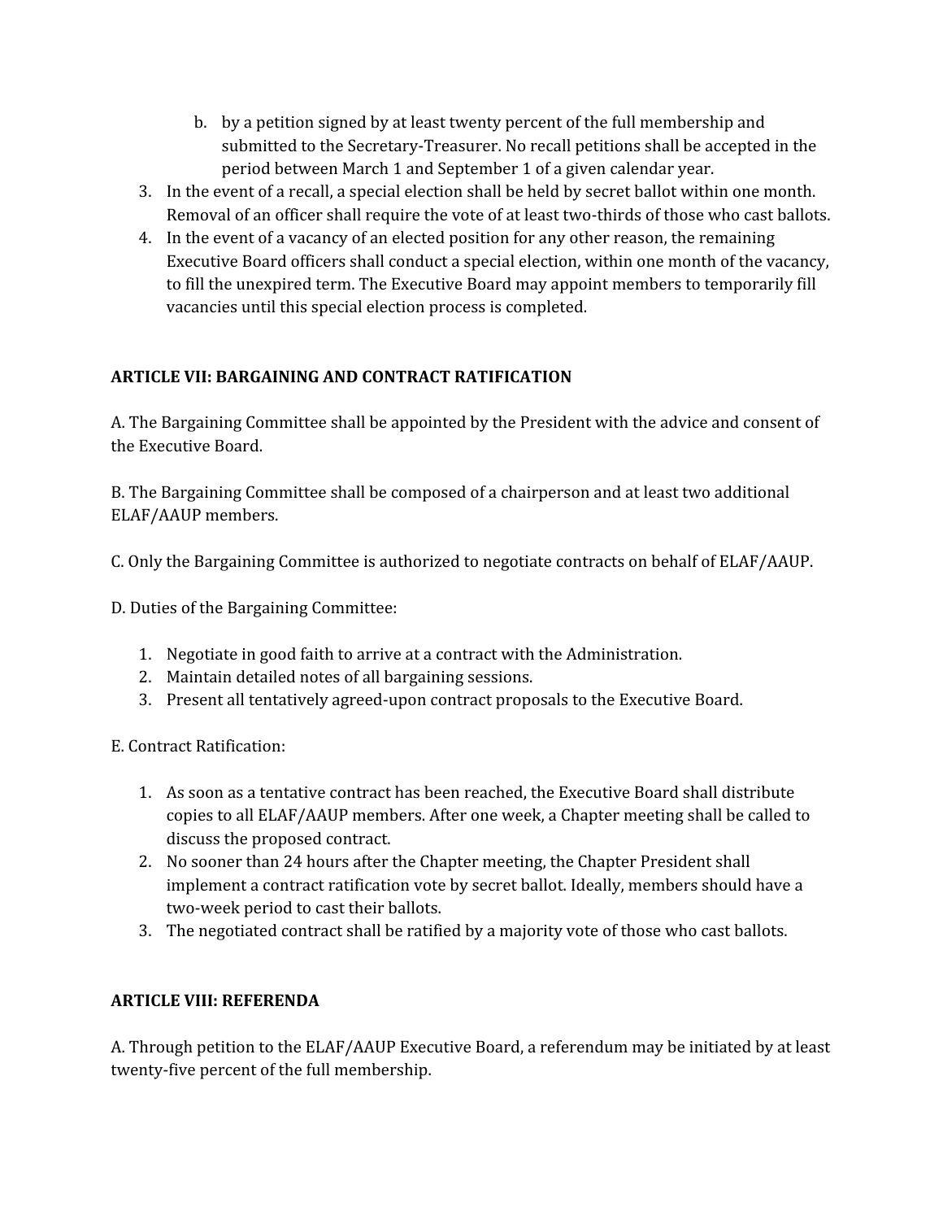b. by a petition signed by at least twenty percent of the full membership and submitted to the Secretary-Treasurer. No recall petitions shall be accepted in the period between March 1 and September 1 of a given calendar year.

3. In the event of a recall, a special election shall be held by secret ballot within one month. Removal of an officer shall require the vote of at least two-thirds of those who cast ballots.
4. In the event of a vacancy of an elected position for any other reason, the remaining Executive Board officers shall conduct a special election, within one month of the vacancy, to fill the unexpired term. The Executive Board may appoint members to temporarily fill vacancies until this special election process is completed.

## ARTICLE VII: BARGAINING AND CONTRACT RATIFICATION

A. The Bargaining Committee shall be appointed by the President with the advice and consent of the Executive Board.

B. The Bargaining Committee shall be composed of a chairperson and at least two additional ELAF/AAUP members.

C. Only the Bargaining Committee is authorized to negotiate contracts on behalf of ELAF/AAUP.

D. Duties of the Bargaining Committee:

1. Negotiate in good faith to arrive at a contract with the Administration.
2. Maintain detailed notes of all bargaining sessions.
3. Present all tentatively agreed-upon contract proposals to the Executive Board.

E. Contract Ratification:

1. As soon as a tentative contract has been reached, the Executive Board shall distribute copies to all ELAF/AAUP members. After one week, a Chapter meeting shall be called to discuss the proposed contract.
2. No sooner than 24 hours after the Chapter meeting, the Chapter President shall implement a contract ratification vote by secret ballot. Ideally, members should have a two-week period to cast their ballots.
3. The negotiated contract shall be ratified by a majority vote of those who cast ballots.

## ARTICLE VIII: REFERENDA

A. Through petition to the ELAF/AAUP Executive Board, a referendum may be initiated by at least twenty-five percent of the full membership.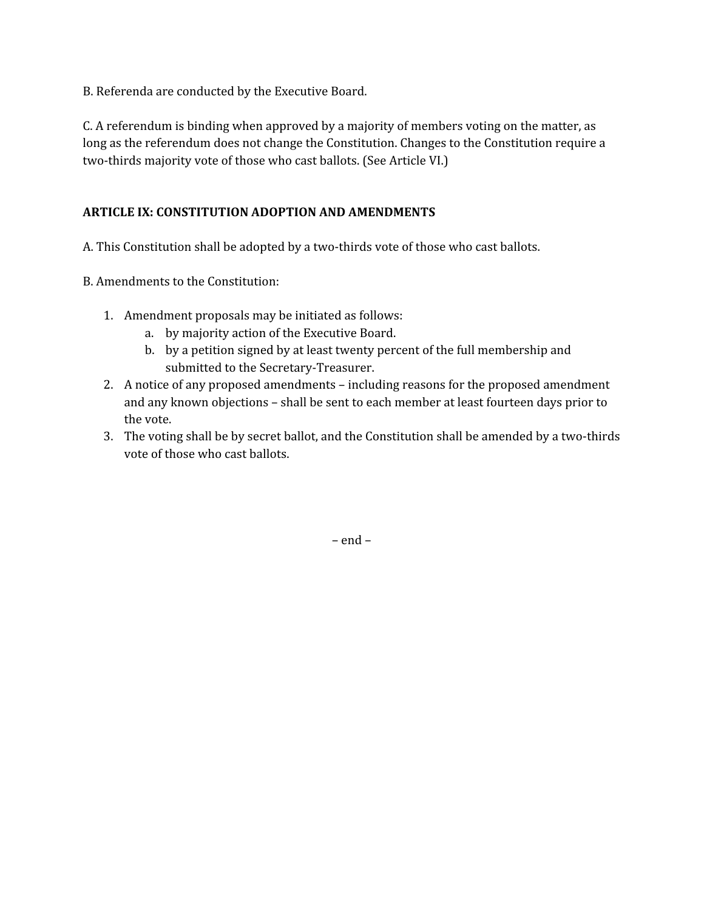B. Referenda are conducted by the Executive Board.

C. A referendum is binding when approved by a majority of members voting on the matter, as long as the referendum does not change the Constitution. Changes to the Constitution require a two-thirds majority vote of those who cast ballots. (See Article VI.)

## ARTICLE IX: CONSTITUTION ADOPTION AND AMENDMENTS

A. This Constitution shall be adopted by a two-thirds vote of those who cast ballots.

B. Amendments to the Constitution:

1. Amendment proposals may be initiated as follows:
   a. by majority action of the Executive Board.
   b. by a petition signed by at least twenty percent of the full membership and submitted to the Secretary-Treasurer.
2. A notice of any proposed amendments – including reasons for the proposed amendment and any known objections – shall be sent to each member at least fourteen days prior to the vote.
3. The voting shall be by secret ballot, and the Constitution shall be amended by a two-thirds vote of those who cast ballots.

– end –